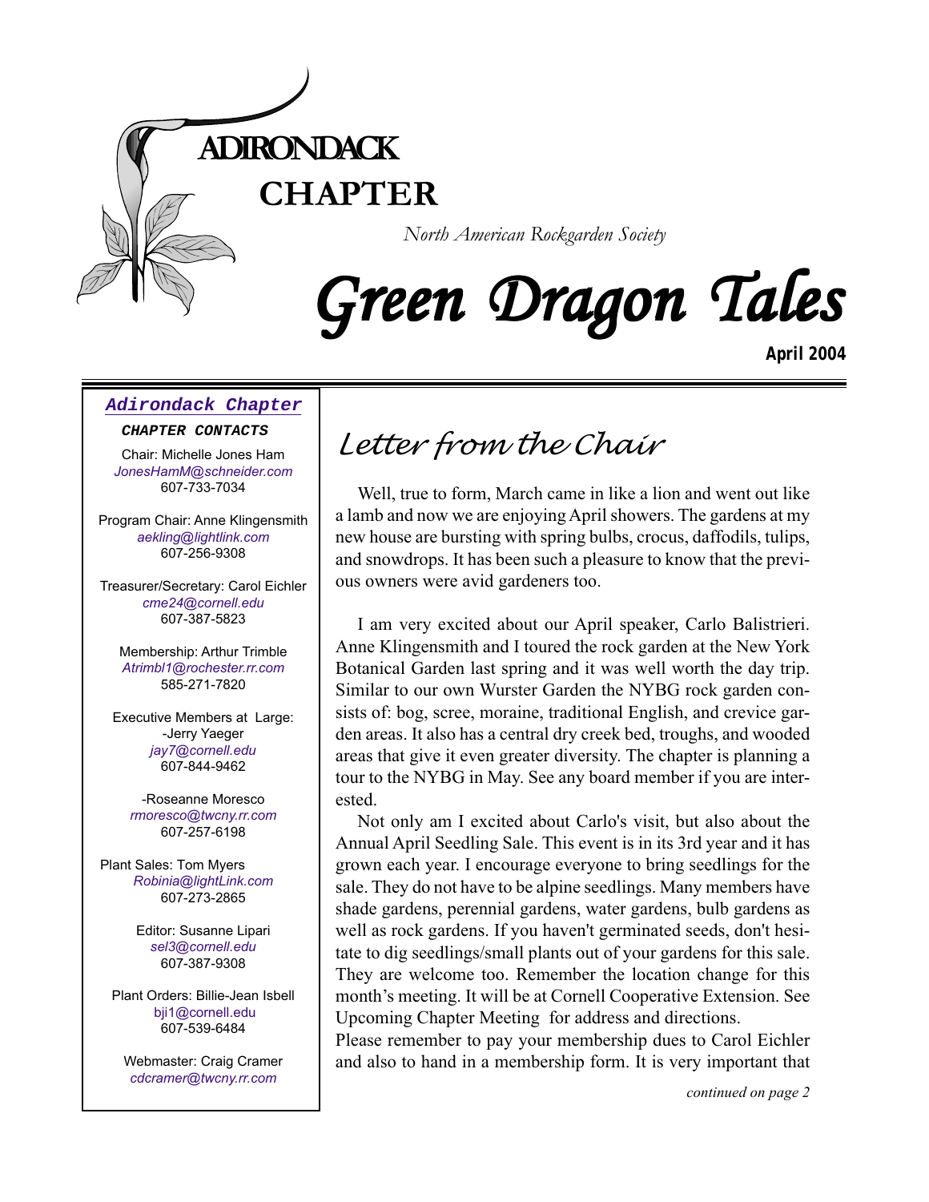# ADIRONDACK CHAPTER

*North American Rockgarden Society*

# Green Dragon Tales

**April 2004**

## *Adirondack Chapter*

***CHAPTER CONTACTS***

Chair: Michelle Jones Ham
*JonesHamM@schneider.com*
607-733-7034

Program Chair: Anne Klingensmith
*aekling@lightlink.com*
607-256-9308

Treasurer/Secretary: Carol Eichler
*cme24@cornell.edu*
607-387-5823

Membership: Arthur Trimble
*Atrimbl1@rochester.rr.com*
585-271-7820

Executive Members at Large:
-Jerry Yaeger
*jay7@cornell.edu*
607-844-9462

-Roseanne Moresco
*rmoresco@twcny.rr.com*
607-257-6198

Plant Sales: Tom Myers
*Robinia@lightLink.com*
607-273-2865

Editor: Susanne Lipari
*sel3@cornell.edu*
607-387-9308

Plant Orders: Billie-Jean Isbell
bji1@cornell.edu
607-539-6484

Webmaster: Craig Cramer
*cdcramer@twcny.rr.com*

## *Letter from the Chair*

Well, true to form, March came in like a lion and went out like a lamb and now we are enjoying April showers. The gardens at my new house are bursting with spring bulbs, crocus, daffodils, tulips, and snowdrops. It has been such a pleasure to know that the previous owners were avid gardeners too.

I am very excited about our April speaker, Carlo Balistrieri. Anne Klingensmith and I toured the rock garden at the New York Botanical Garden last spring and it was well worth the day trip. Similar to our own Wurster Garden the NYBG rock garden consists of: bog, scree, moraine, traditional English, and crevice garden areas. It also has a central dry creek bed, troughs, and wooded areas that give it even greater diversity. The chapter is planning a tour to the NYBG in May. See any board member if you are interested.

Not only am I excited about Carlo's visit, but also about the Annual April Seedling Sale. This event is in its 3rd year and it has grown each year. I encourage everyone to bring seedlings for the sale. They do not have to be alpine seedlings. Many members have shade gardens, perennial gardens, water gardens, bulb gardens as well as rock gardens. If you haven't germinated seeds, don't hesitate to dig seedlings/small plants out of your gardens for this sale. They are welcome too. Remember the location change for this month's meeting. It will be at Cornell Cooperative Extension. See Upcoming Chapter Meeting for address and directions.

Please remember to pay your membership dues to Carol Eichler and also to hand in a membership form. It is very important that

*continued on page 2*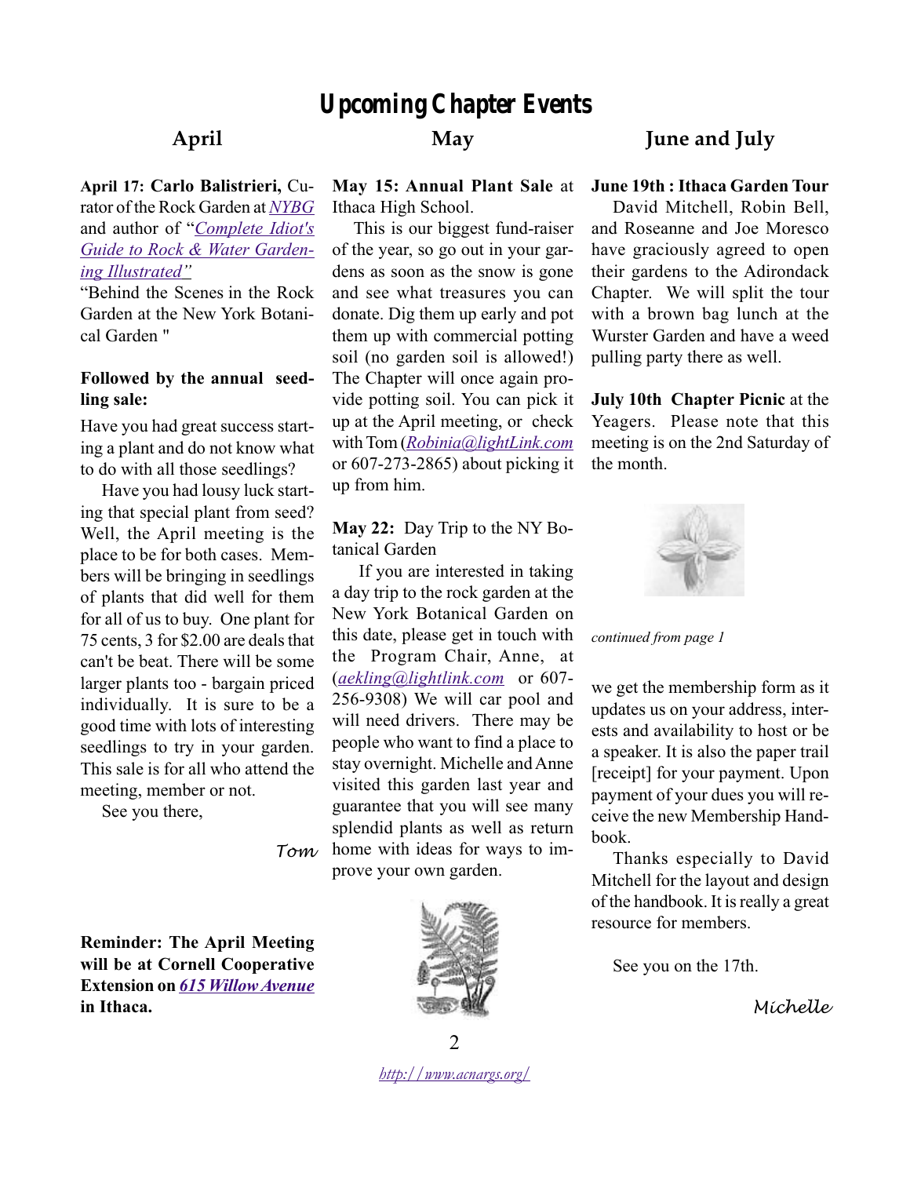# Upcoming Chapter Events

## April

**April 17: Carlo Balistrieri,** Curator of the Rock Garden at *NYBG* and author of "*Complete Idiot's Guide to Rock & Water Gardening Illustrated"*

"Behind the Scenes in the Rock Garden at the New York Botanical Garden "

**Followed by the annual seedling sale:**

Have you had great success starting a plant and do not know what to do with all those seedlings?

Have you had lousy luck starting that special plant from seed? Well, the April meeting is the place to be for both cases. Members will be bringing in seedlings of plants that did well for them for all of us to buy. One plant for 75 cents, 3 for $2.00 are deals that can't be beat. There will be some larger plants too - bargain priced individually. It is sure to be a good time with lots of interesting seedlings to try in your garden. This sale is for all who attend the meeting, member or not.

See you there,

*Tom*

**Reminder: The April Meeting will be at Cornell Cooperative Extension on *615 Willow Avenue* in Ithaca.**

## May

**May 15: Annual Plant Sale** at Ithaca High School.

This is our biggest fund-raiser of the year, so go out in your gardens as soon as the snow is gone and see what treasures you can donate. Dig them up early and pot them up with commercial potting soil (no garden soil is allowed!) The Chapter will once again provide potting soil. You can pick it up at the April meeting, or check with Tom (*Robinia@lightLink.com* or 607-273-2865) about picking it up from him.

**May 22:** Day Trip to the NY Botanical Garden

If you are interested in taking a day trip to the rock garden at the New York Botanical Garden on this date, please get in touch with the Program Chair, Anne, at (*aekling@lightlink.com* or 607-256-9308) We will car pool and will need drivers. There may be people who want to find a place to stay overnight. Michelle and Anne visited this garden last year and guarantee that you will see many splendid plants as well as return home with ideas for ways to improve your own garden.

## June and July

**June 19th : Ithaca Garden Tour**

David Mitchell, Robin Bell, and Roseanne and Joe Moresco have graciously agreed to open their gardens to the Adirondack Chapter. We will split the tour with a brown bag lunch at the Wurster Garden and have a weed pulling party there as well.

**July 10th Chapter Picnic** at the Yeagers. Please note that this meeting is on the 2nd Saturday of the month.

*continued from page 1*

we get the membership form as it updates us on your address, interests and availability to host or be a speaker. It is also the paper trail [receipt] for your payment. Upon payment of your dues you will receive the new Membership Handbook.

Thanks especially to David Mitchell for the layout and design of the handbook. It is really a great resource for members.

See you on the 17th.

*Michelle*

*http://www.acnargs.org/*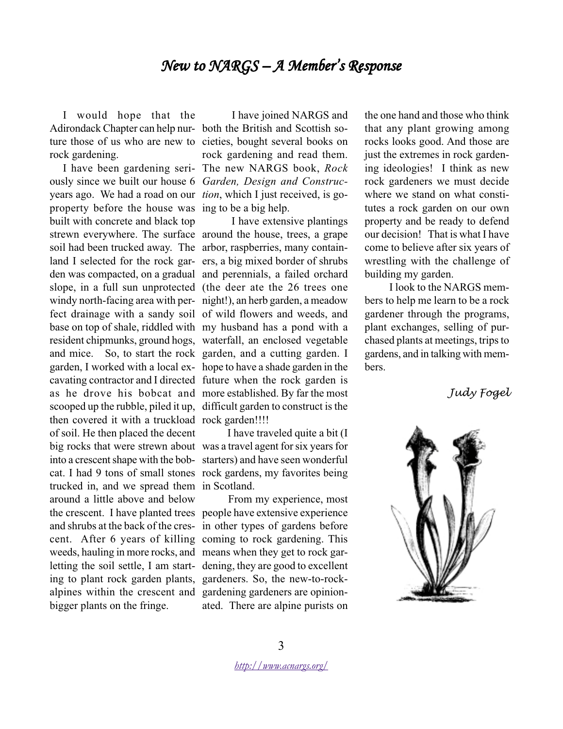# *New to NARGS – A Member's Response*

I would hope that the Adirondack Chapter can help nurture those of us who are new to rock gardening.

I have been gardening seriously since we built our house 6 years ago. We had a road on our property before the house was built with concrete and black top strewn everywhere. The surface soil had been trucked away. The land I selected for the rock garden was compacted, on a gradual slope, in a full sun unprotected windy north-facing area with perfect drainage with a sandy soil base on top of shale, riddled with resident chipmunks, ground hogs, and mice. So, to start the rock garden, I worked with a local excavating contractor and I directed as he drove his bobcat and scooped up the rubble, piled it up, then covered it with a truckload of soil. He then placed the decent big rocks that were strewn about into a crescent shape with the bobcat. I had 9 tons of small stones trucked in, and we spread them around a little above and below the crescent. I have planted trees and shrubs at the back of the crescent. After 6 years of killing weeds, hauling in more rocks, and letting the soil settle, I am starting to plant rock garden plants, alpines within the crescent and bigger plants on the fringe.

I have joined NARGS and both the British and Scottish societies, bought several books on rock gardening and read them. The new NARGS book, *Rock Garden, Design and Construction*, which I just received, is going to be a big help.

I have extensive plantings around the house, trees, a grape arbor, raspberries, many containers, a big mixed border of shrubs and perennials, a failed orchard (the deer ate the 26 trees one night!), an herb garden, a meadow of wild flowers and weeds, and my husband has a pond with a waterfall, an enclosed vegetable garden, and a cutting garden. I hope to have a shade garden in the future when the rock garden is more established. By far the most difficult garden to construct is the rock garden!!!!

I have traveled quite a bit (I was a travel agent for six years for starters) and have seen wonderful rock gardens, my favorites being in Scotland.

From my experience, most people have extensive experience in other types of gardens before coming to rock gardening. This means when they get to rock gardening, they are good to excellent gardeners. So, the new-to-rock-gardening gardeners are opinionated. There are alpine purists on the one hand and those who think that any plant growing among rocks looks good. And those are just the extremes in rock gardening ideologies! I think as new rock gardeners we must decide where we stand on what constitutes a rock garden on our own property and be ready to defend our decision! That is what I have come to believe after six years of wrestling with the challenge of building my garden.

I look to the NARGS members to help me learn to be a rock gardener through the programs, plant exchanges, selling of purchased plants at meetings, trips to gardens, and in talking with members.

*Judy Fogel*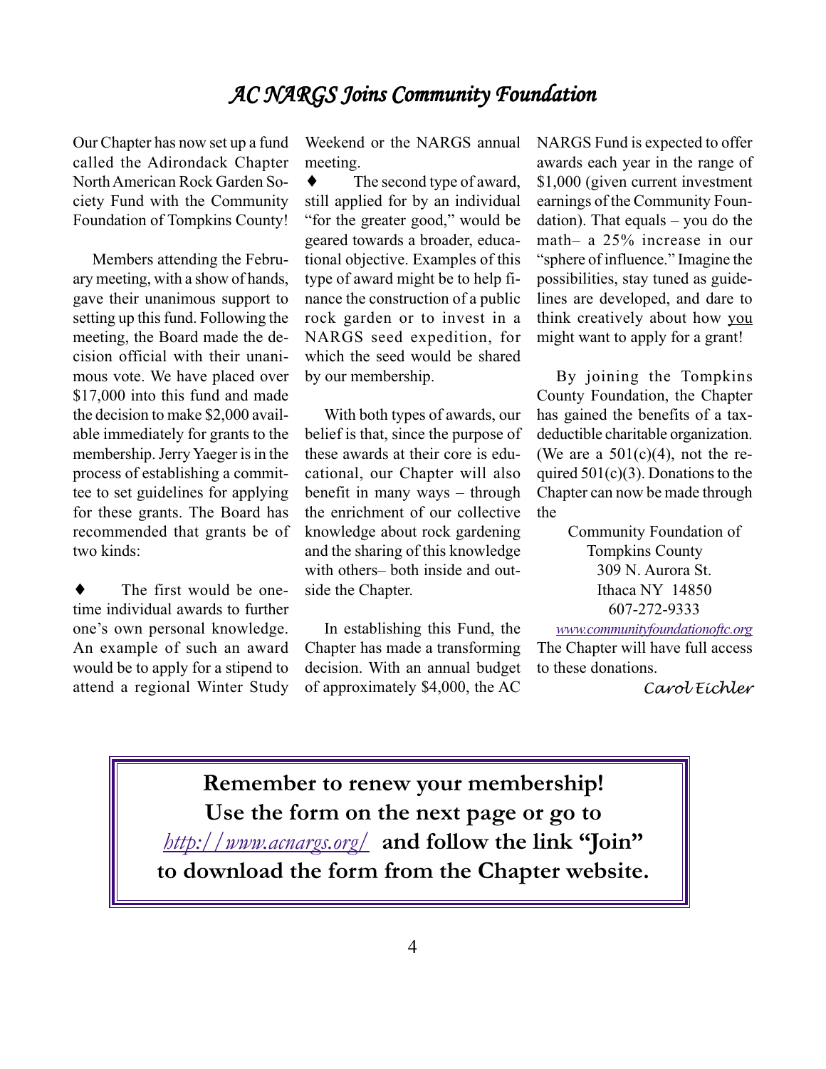# *AC NARGS Joins Community Foundation*

Our Chapter has now set up a fund called the Adirondack Chapter North American Rock Garden Society Fund with the Community Foundation of Tompkins County!

Members attending the February meeting, with a show of hands, gave their unanimous support to setting up this fund. Following the meeting, the Board made the decision official with their unanimous vote. We have placed over $17,000 into this fund and made the decision to make $2,000 available immediately for grants to the membership. Jerry Yaeger is in the process of establishing a committee to set guidelines for applying for these grants. The Board has recommended that grants be of two kinds:

- The first would be one-time individual awards to further one's own personal knowledge. An example of such an award would be to apply for a stipend to attend a regional Winter Study Weekend or the NARGS annual meeting.
- The second type of award, still applied for by an individual "for the greater good," would be geared towards a broader, educational objective. Examples of this type of award might be to help finance the construction of a public rock garden or to invest in a NARGS seed expedition, for which the seed would be shared by our membership.

With both types of awards, our belief is that, since the purpose of these awards at their core is educational, our Chapter will also benefit in many ways – through the enrichment of our collective knowledge about rock gardening and the sharing of this knowledge with others– both inside and outside the Chapter.

In establishing this Fund, the Chapter has made a transforming decision. With an annual budget of approximately $4,000, the AC NARGS Fund is expected to offer awards each year in the range of $1,000 (given current investment earnings of the Community Foundation). That equals – you do the math– a 25% increase in our "sphere of influence." Imagine the possibilities, stay tuned as guidelines are developed, and dare to think creatively about how you might want to apply for a grant!

By joining the Tompkins County Foundation, the Chapter has gained the benefits of a tax-deductible charitable organization. (We are a 501(c)(4), not the required 501(c)(3). Donations to the Chapter can now be made through the

Community Foundation of Tompkins County
309 N. Aurora St.
Ithaca NY 14850
607-272-9333
*www.communityfoundationoftc.org*

The Chapter will have full access to these donations.

*Carol Eichler*

---

**Remember to renew your membership!**
**Use the form on the next page or go to** *http://www.acnargs.org/* **and follow the link "Join" to download the form from the Chapter website.**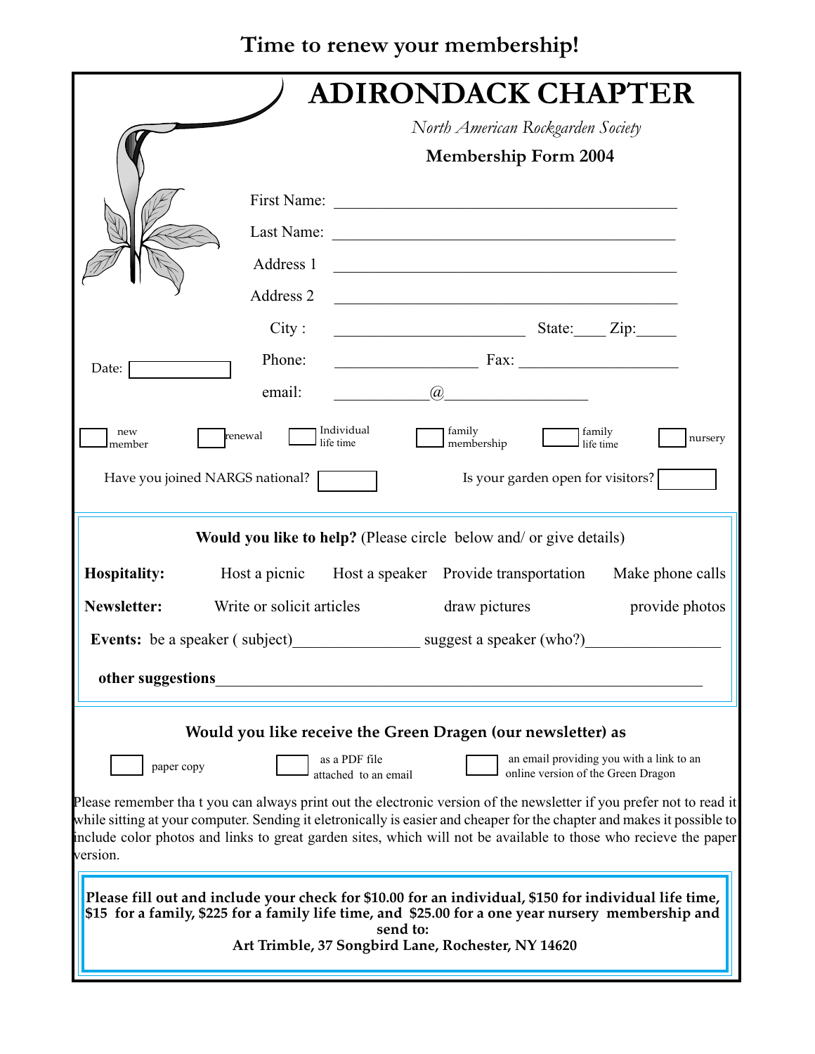# Time to renew your membership!

## ADIRONDACK CHAPTER

*North American Rockgarden Society*

**Membership Form 2004**

First Name: ___________________________________________

Last Name: ___________________________________________

Address 1 ___________________________________________

Address 2 ___________________________________________

City : ______________________ State:____ Zip:_____

Date: [ ] Phone: _________________ Fax: ___________________

email: ___________@_________________

[ ] new member [ ] renewal [ ] Individual life time [ ] family membership [ ] family life time [ ] nursery

Have you joined NARGS national? [ ] Is your garden open for visitors? [ ]

**Would you like to help?** (Please circle below and/ or give details)

**Hospitality:** Host a picnic Host a speaker Provide transportation Make phone calls

**Newsletter:** Write or solicit articles draw pictures provide photos

**Events:** be a speaker ( subject)_______________ suggest a speaker (who?)________________

**other suggestions**_____________________________________________________________

**Would you like receive the Green Dragen (our newsletter) as**

[ ] paper copy [ ] as a PDF file attached to an email [ ] an email providing you with a link to an online version of the Green Dragon

Please remember tha t you can always print out the electronic version of the newsletter if you prefer not to read it while sitting at your computer. Sending it eletronically is easier and cheaper for the chapter and makes it possible to include color photos and links to great garden sites, which will not be available to those who recieve the paper version.

**Please fill out and include your check for $10.00 for an individual, $150 for individual life time, $15 for a family, $225 for a family life time, and $25.00 for a one year nursery membership and send to:**
**Art Trimble, 37 Songbird Lane, Rochester, NY 14620**